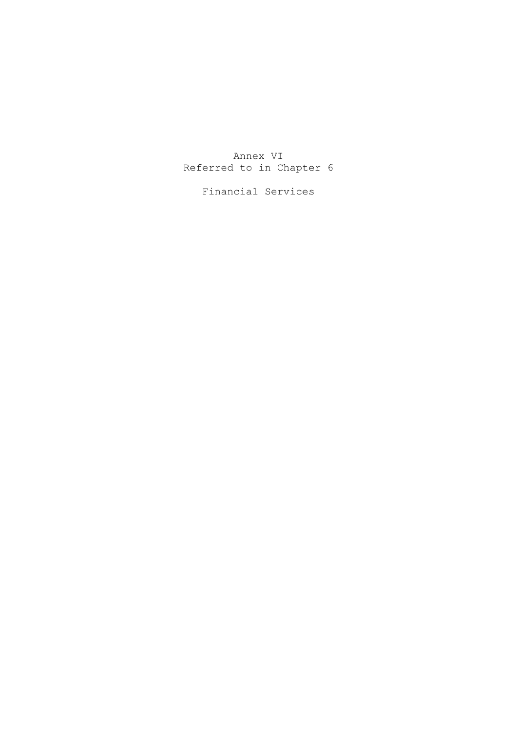# Annex VI
## Referred to in Chapter 6

## Financial Services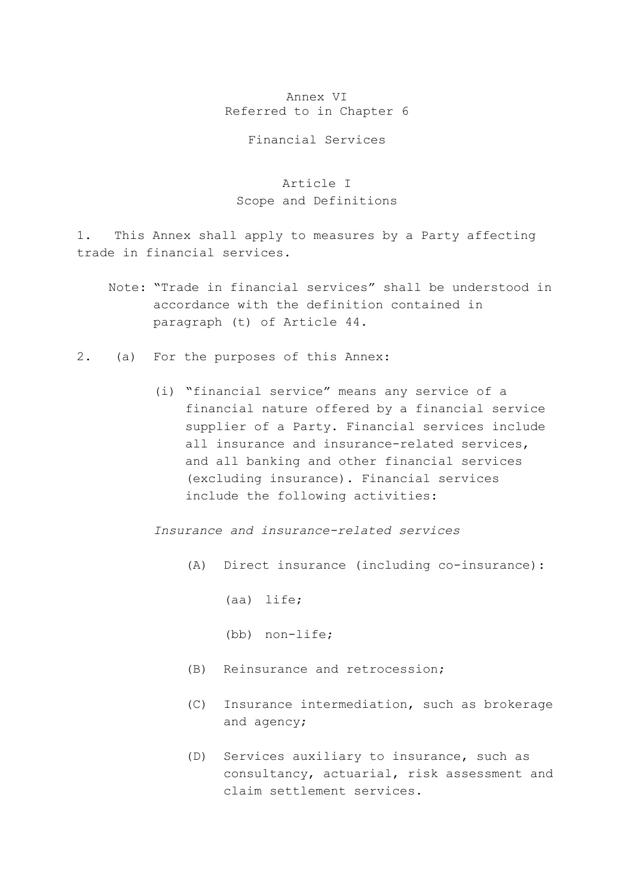# Annex VI
Referred to in Chapter 6

## Financial Services

### Article I
### Scope and Definitions

1. This Annex shall apply to measures by a Party affecting trade in financial services.

   Note: "Trade in financial services" shall be understood in accordance with the definition contained in paragraph (t) of Article 44.

2. (a) For the purposes of this Annex:

   (i) "financial service" means any service of a financial nature offered by a financial service supplier of a Party. Financial services include all insurance and insurance-related services, and all banking and other financial services (excluding insurance). Financial services include the following activities:

   *Insurance and insurance-related services*

   (A) Direct insurance (including co-insurance):

   (aa) life;

   (bb) non-life;

   (B) Reinsurance and retrocession;

   (C) Insurance intermediation, such as brokerage and agency;

   (D) Services auxiliary to insurance, such as consultancy, actuarial, risk assessment and claim settlement services.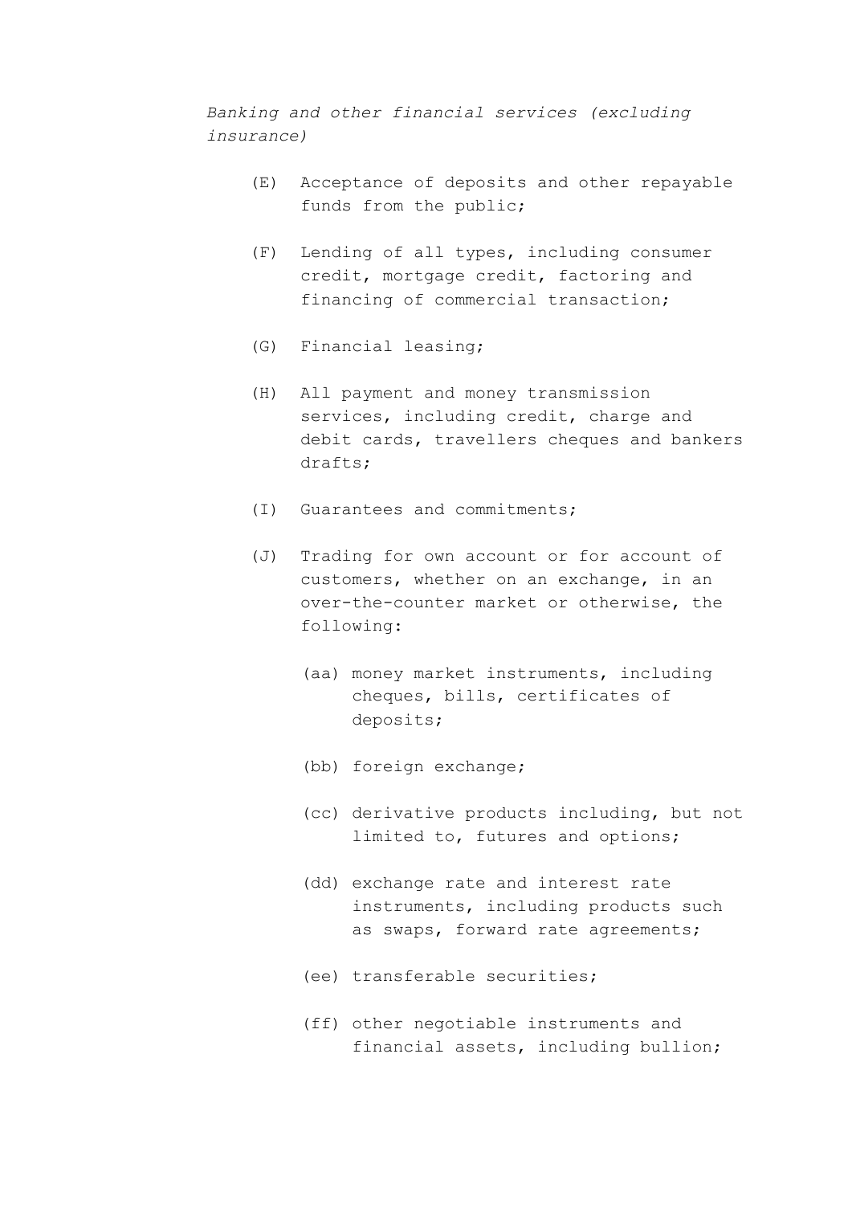*Banking and other financial services (excluding insurance)*

(E) Acceptance of deposits and other repayable funds from the public;

(F) Lending of all types, including consumer credit, mortgage credit, factoring and financing of commercial transaction;

(G) Financial leasing;

(H) All payment and money transmission services, including credit, charge and debit cards, travellers cheques and bankers drafts;

(I) Guarantees and commitments;

(J) Trading for own account or for account of customers, whether on an exchange, in an over-the-counter market or otherwise, the following:

   (aa) money market instruments, including cheques, bills, certificates of deposits;

   (bb) foreign exchange;

   (cc) derivative products including, but not limited to, futures and options;

   (dd) exchange rate and interest rate instruments, including products such as swaps, forward rate agreements;

   (ee) transferable securities;

   (ff) other negotiable instruments and financial assets, including bullion;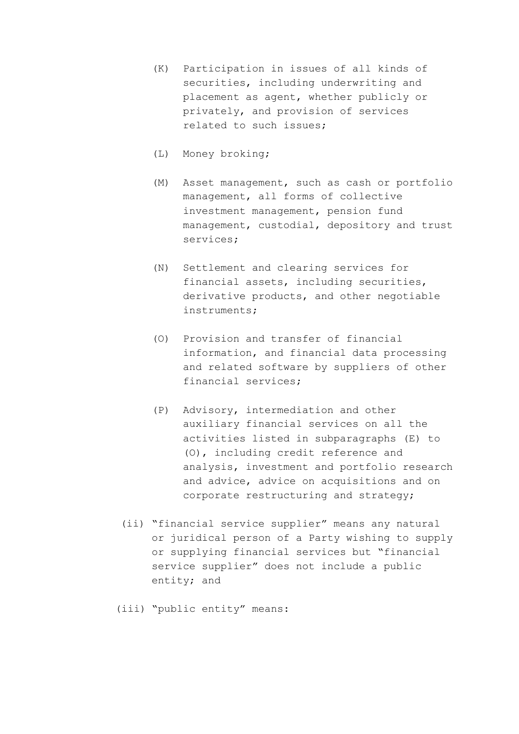(K) Participation in issues of all kinds of securities, including underwriting and placement as agent, whether publicly or privately, and provision of services related to such issues;

(L) Money broking;

(M) Asset management, such as cash or portfolio management, all forms of collective investment management, pension fund management, custodial, depository and trust services;

(N) Settlement and clearing services for financial assets, including securities, derivative products, and other negotiable instruments;

(O) Provision and transfer of financial information, and financial data processing and related software by suppliers of other financial services;

(P) Advisory, intermediation and other auxiliary financial services on all the activities listed in subparagraphs (E) to (O), including credit reference and analysis, investment and portfolio research and advice, advice on acquisitions and on corporate restructuring and strategy;

(ii) "financial service supplier" means any natural or juridical person of a Party wishing to supply or supplying financial services but "financial service supplier" does not include a public entity; and

(iii) "public entity" means: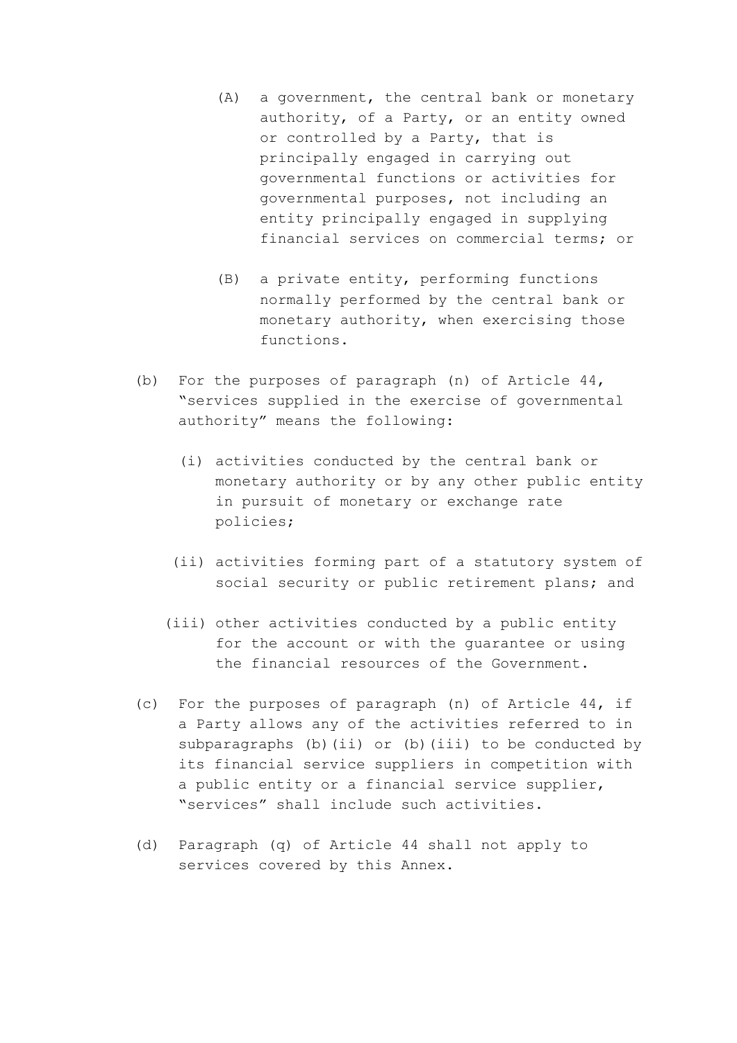(A) a government, the central bank or monetary authority, of a Party, or an entity owned or controlled by a Party, that is principally engaged in carrying out governmental functions or activities for governmental purposes, not including an entity principally engaged in supplying financial services on commercial terms; or

(B) a private entity, performing functions normally performed by the central bank or monetary authority, when exercising those functions.

(b) For the purposes of paragraph (n) of Article 44, "services supplied in the exercise of governmental authority" means the following:

(i) activities conducted by the central bank or monetary authority or by any other public entity in pursuit of monetary or exchange rate policies;

(ii) activities forming part of a statutory system of social security or public retirement plans; and

(iii) other activities conducted by a public entity for the account or with the guarantee or using the financial resources of the Government.

(c) For the purposes of paragraph (n) of Article 44, if a Party allows any of the activities referred to in subparagraphs (b)(ii) or (b)(iii) to be conducted by its financial service suppliers in competition with a public entity or a financial service supplier, "services" shall include such activities.

(d) Paragraph (q) of Article 44 shall not apply to services covered by this Annex.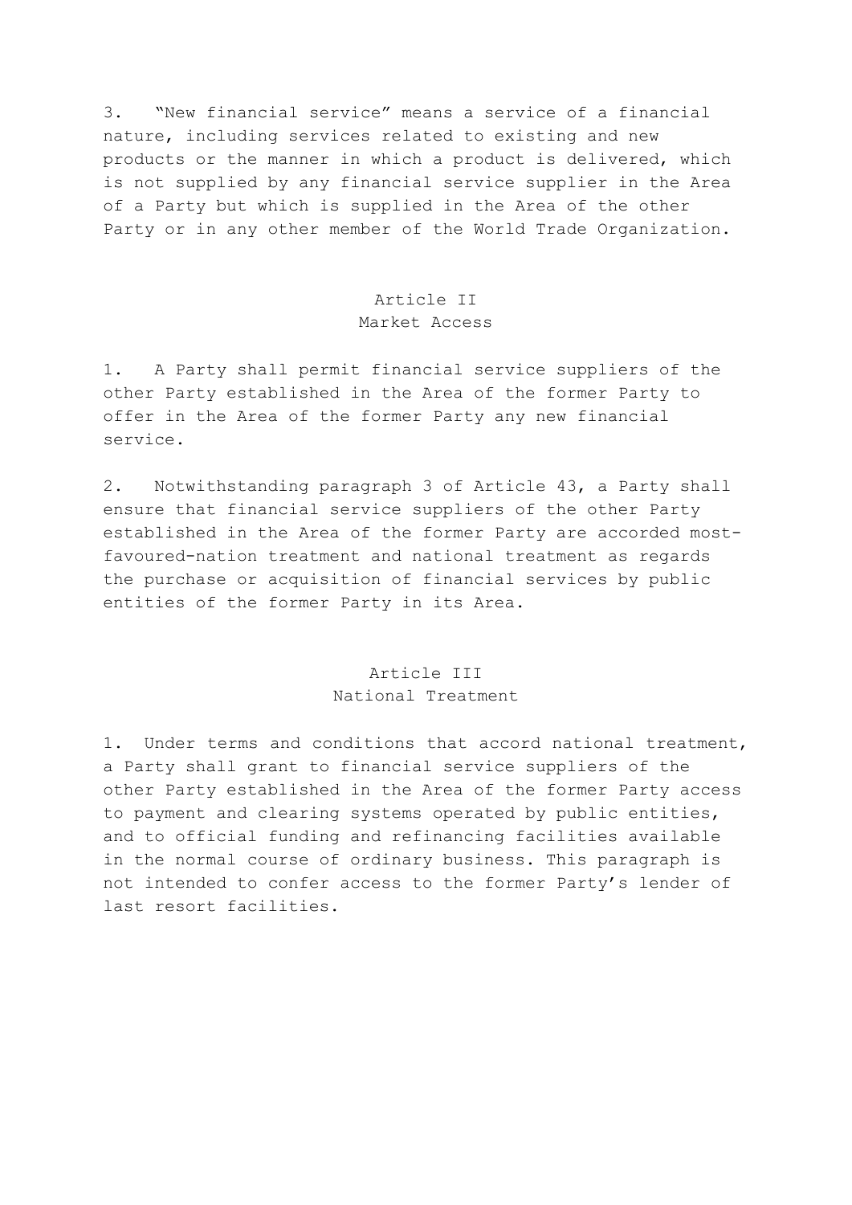3. “New financial service” means a service of a financial nature, including services related to existing and new products or the manner in which a product is delivered, which is not supplied by any financial service supplier in the Area of a Party but which is supplied in the Area of the other Party or in any other member of the World Trade Organization.

## Article II
## Market Access

1. A Party shall permit financial service suppliers of the other Party established in the Area of the former Party to offer in the Area of the former Party any new financial service.

2. Notwithstanding paragraph 3 of Article 43, a Party shall ensure that financial service suppliers of the other Party established in the Area of the former Party are accorded most-favoured-nation treatment and national treatment as regards the purchase or acquisition of financial services by public entities of the former Party in its Area.

## Article III
## National Treatment

1. Under terms and conditions that accord national treatment, a Party shall grant to financial service suppliers of the other Party established in the Area of the former Party access to payment and clearing systems operated by public entities, and to official funding and refinancing facilities available in the normal course of ordinary business. This paragraph is not intended to confer access to the former Party’s lender of last resort facilities.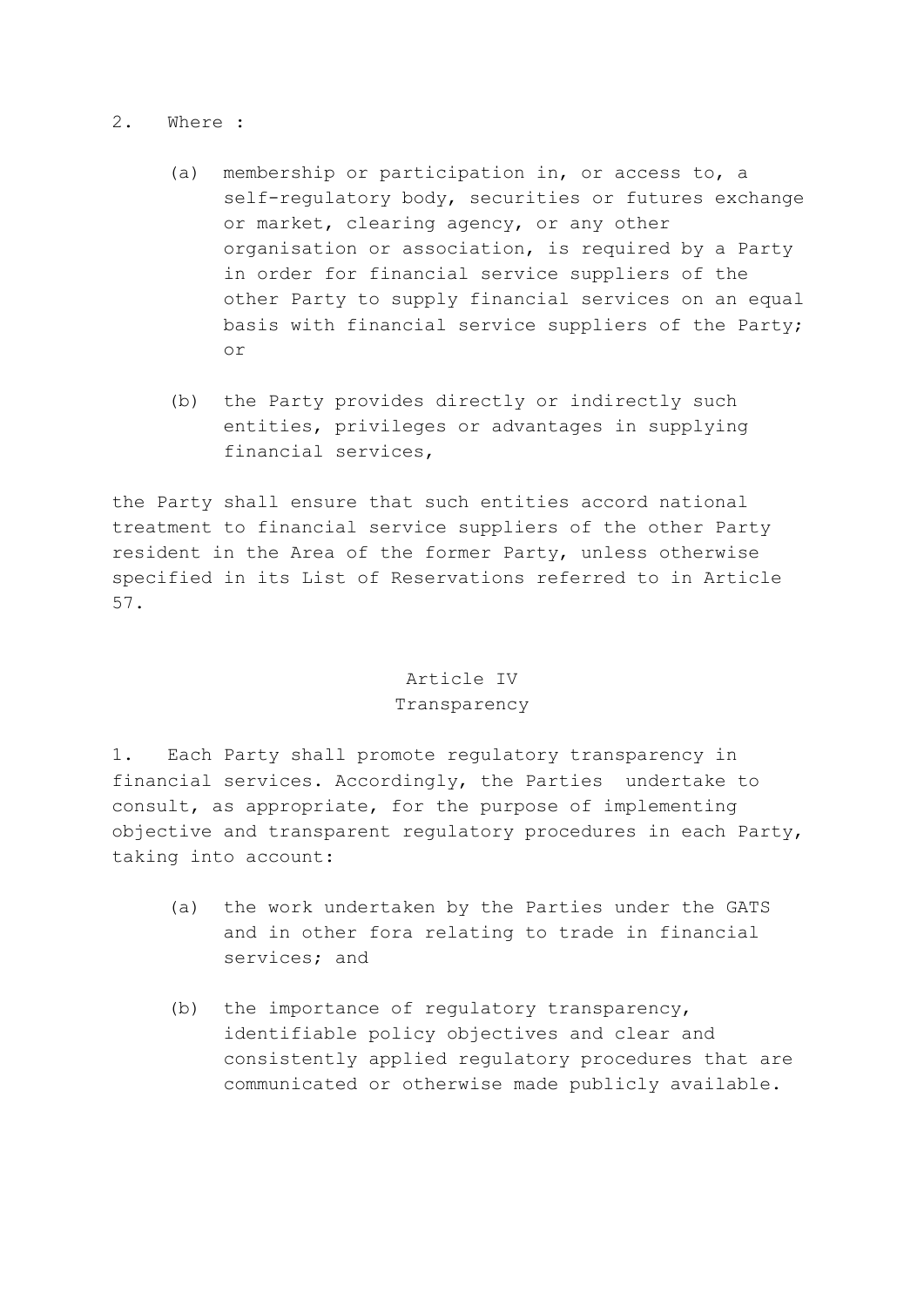2. Where :

   (a) membership or participation in, or access to, a self-regulatory body, securities or futures exchange or market, clearing agency, or any other organisation or association, is required by a Party in order for financial service suppliers of the other Party to supply financial services on an equal basis with financial service suppliers of the Party; or

   (b) the Party provides directly or indirectly such entities, privileges or advantages in supplying financial services,

the Party shall ensure that such entities accord national treatment to financial service suppliers of the other Party resident in the Area of the former Party, unless otherwise specified in its List of Reservations referred to in Article 57.

## Article IV
## Transparency

1. Each Party shall promote regulatory transparency in financial services. Accordingly, the Parties undertake to consult, as appropriate, for the purpose of implementing objective and transparent regulatory procedures in each Party, taking into account:

   (a) the work undertaken by the Parties under the GATS and in other fora relating to trade in financial services; and

   (b) the importance of regulatory transparency, identifiable policy objectives and clear and consistently applied regulatory procedures that are communicated or otherwise made publicly available.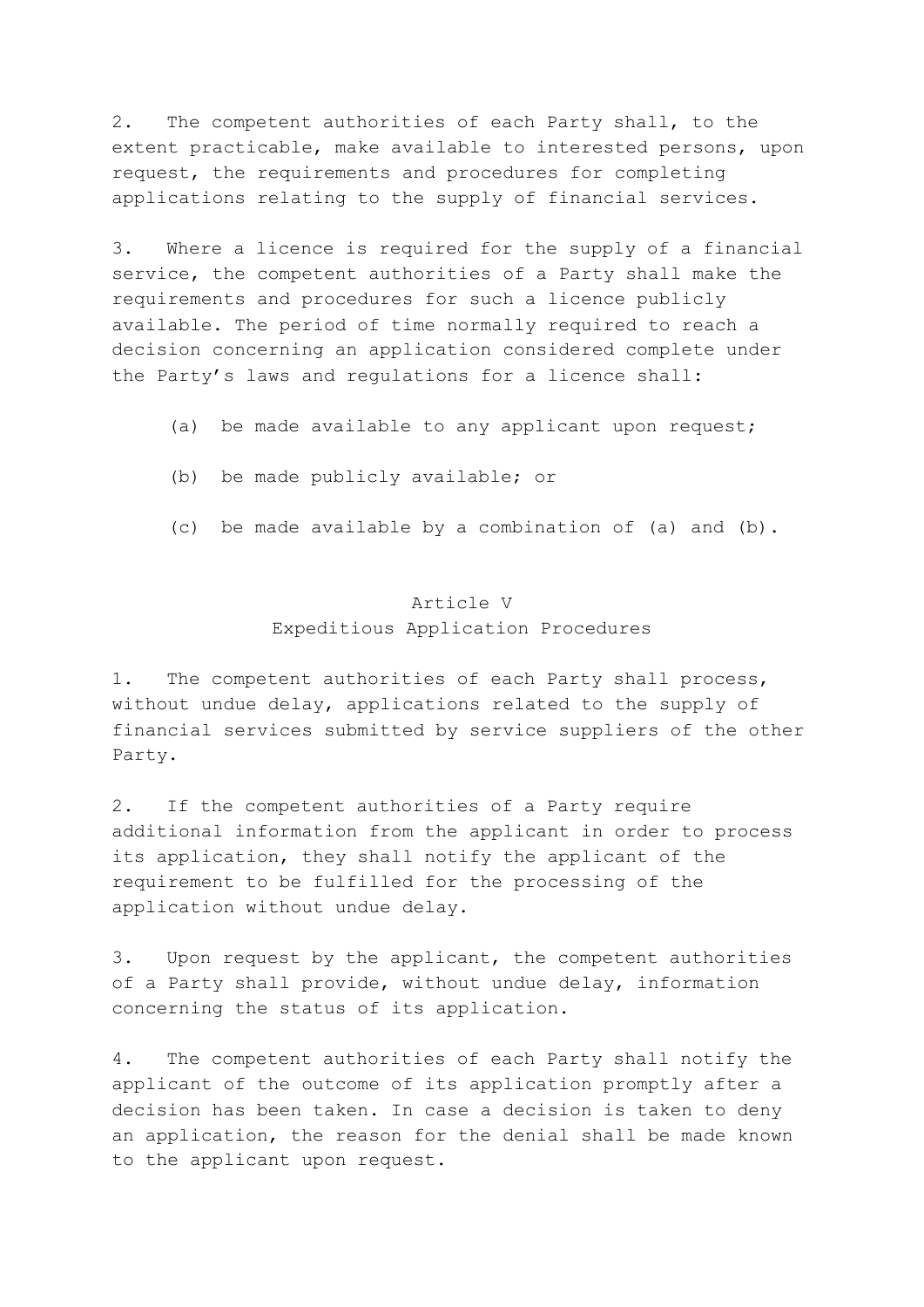2. The competent authorities of each Party shall, to the extent practicable, make available to interested persons, upon request, the requirements and procedures for completing applications relating to the supply of financial services.

3. Where a licence is required for the supply of a financial service, the competent authorities of a Party shall make the requirements and procedures for such a licence publicly available. The period of time normally required to reach a decision concerning an application considered complete under the Party's laws and regulations for a licence shall:

(a) be made available to any applicant upon request;

(b) be made publicly available; or

(c) be made available by a combination of (a) and (b).

## Article V
## Expeditious Application Procedures

1. The competent authorities of each Party shall process, without undue delay, applications related to the supply of financial services submitted by service suppliers of the other Party.

2. If the competent authorities of a Party require additional information from the applicant in order to process its application, they shall notify the applicant of the requirement to be fulfilled for the processing of the application without undue delay.

3. Upon request by the applicant, the competent authorities of a Party shall provide, without undue delay, information concerning the status of its application.

4. The competent authorities of each Party shall notify the applicant of the outcome of its application promptly after a decision has been taken. In case a decision is taken to deny an application, the reason for the denial shall be made known to the applicant upon request.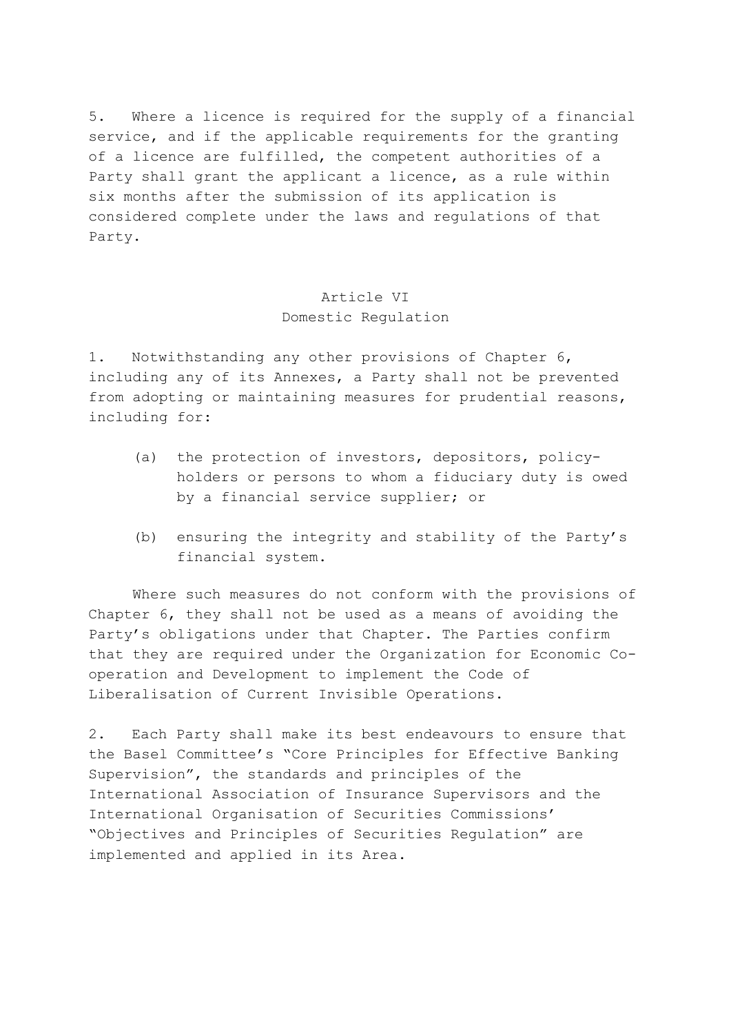5. Where a licence is required for the supply of a financial service, and if the applicable requirements for the granting of a licence are fulfilled, the competent authorities of a Party shall grant the applicant a licence, as a rule within six months after the submission of its application is considered complete under the laws and regulations of that Party.

## Article VI
## Domestic Regulation

1. Notwithstanding any other provisions of Chapter 6, including any of its Annexes, a Party shall not be prevented from adopting or maintaining measures for prudential reasons, including for:

   (a) the protection of investors, depositors, policy-holders or persons to whom a fiduciary duty is owed by a financial service supplier; or

   (b) ensuring the integrity and stability of the Party's financial system.

Where such measures do not conform with the provisions of Chapter 6, they shall not be used as a means of avoiding the Party's obligations under that Chapter. The Parties confirm that they are required under the Organization for Economic Co-operation and Development to implement the Code of Liberalisation of Current Invisible Operations.

2. Each Party shall make its best endeavours to ensure that the Basel Committee's "Core Principles for Effective Banking Supervision", the standards and principles of the International Association of Insurance Supervisors and the International Organisation of Securities Commissions' "Objectives and Principles of Securities Regulation" are implemented and applied in its Area.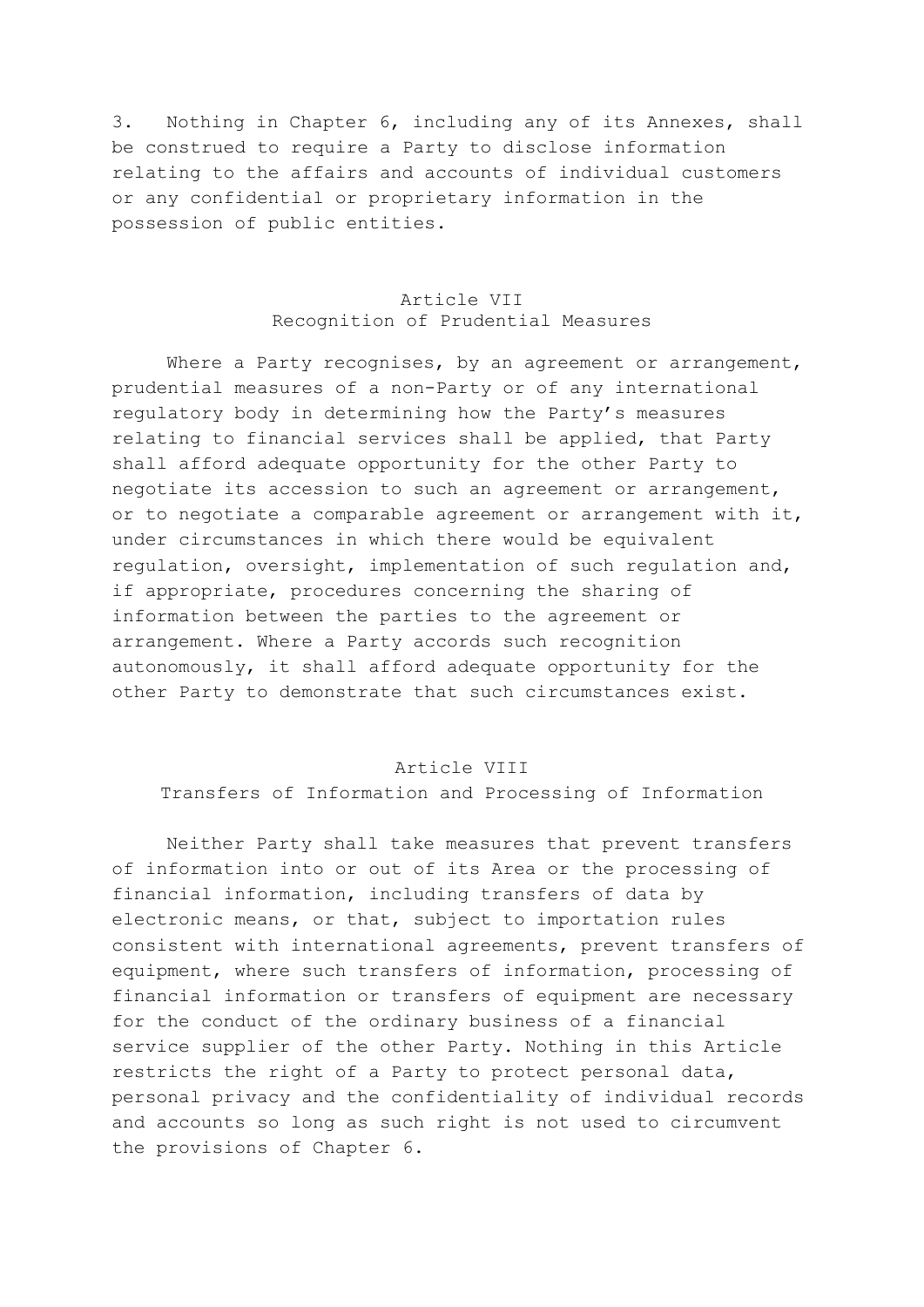3. Nothing in Chapter 6, including any of its Annexes, shall be construed to require a Party to disclose information relating to the affairs and accounts of individual customers or any confidential or proprietary information in the possession of public entities.

## Article VII
## Recognition of Prudential Measures

Where a Party recognises, by an agreement or arrangement, prudential measures of a non-Party or of any international regulatory body in determining how the Party's measures relating to financial services shall be applied, that Party shall afford adequate opportunity for the other Party to negotiate its accession to such an agreement or arrangement, or to negotiate a comparable agreement or arrangement with it, under circumstances in which there would be equivalent regulation, oversight, implementation of such regulation and, if appropriate, procedures concerning the sharing of information between the parties to the agreement or arrangement. Where a Party accords such recognition autonomously, it shall afford adequate opportunity for the other Party to demonstrate that such circumstances exist.

## Article VIII
## Transfers of Information and Processing of Information

Neither Party shall take measures that prevent transfers of information into or out of its Area or the processing of financial information, including transfers of data by electronic means, or that, subject to importation rules consistent with international agreements, prevent transfers of equipment, where such transfers of information, processing of financial information or transfers of equipment are necessary for the conduct of the ordinary business of a financial service supplier of the other Party. Nothing in this Article restricts the right of a Party to protect personal data, personal privacy and the confidentiality of individual records and accounts so long as such right is not used to circumvent the provisions of Chapter 6.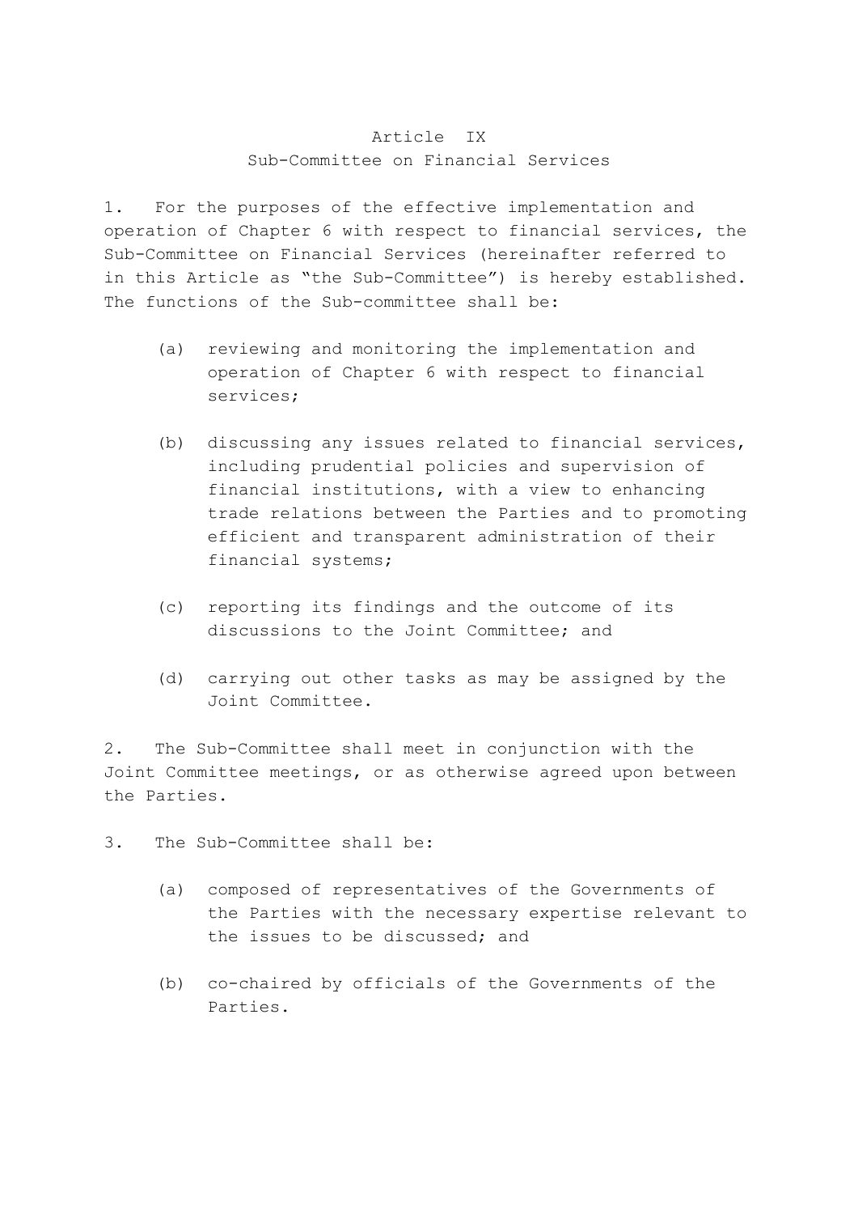## Article IX
## Sub-Committee on Financial Services

1. For the purposes of the effective implementation and operation of Chapter 6 with respect to financial services, the Sub-Committee on Financial Services (hereinafter referred to in this Article as "the Sub-Committee") is hereby established. The functions of the Sub-committee shall be:

   (a) reviewing and monitoring the implementation and operation of Chapter 6 with respect to financial services;

   (b) discussing any issues related to financial services, including prudential policies and supervision of financial institutions, with a view to enhancing trade relations between the Parties and to promoting efficient and transparent administration of their financial systems;

   (c) reporting its findings and the outcome of its discussions to the Joint Committee; and

   (d) carrying out other tasks as may be assigned by the Joint Committee.

2. The Sub-Committee shall meet in conjunction with the Joint Committee meetings, or as otherwise agreed upon between the Parties.

3. The Sub-Committee shall be:

   (a) composed of representatives of the Governments of the Parties with the necessary expertise relevant to the issues to be discussed; and

   (b) co-chaired by officials of the Governments of the Parties.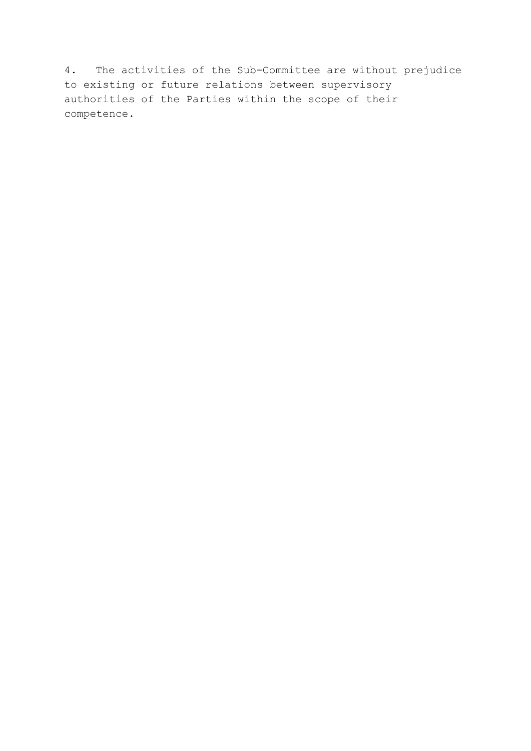4. The activities of the Sub-Committee are without prejudice to existing or future relations between supervisory authorities of the Parties within the scope of their competence.